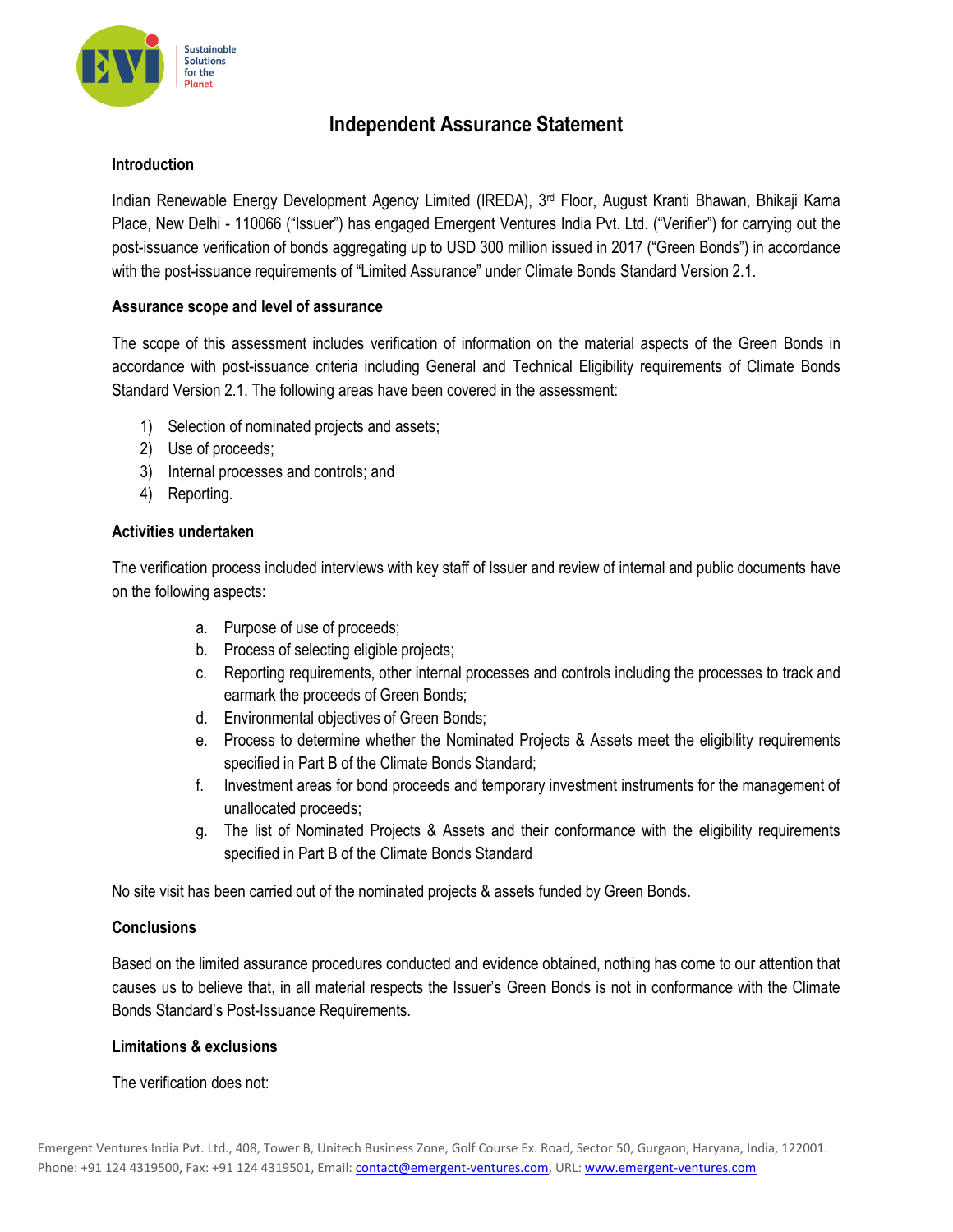# Independent Assurance Statement

## Introduction

Indian Renewable Energy Development Agency Limited (IREDA), 3rd Floor, August Kranti Bhawan, Bhikaji Kama Place, New Delhi - 110066 ("Issuer") has engaged Emergent Ventures India Pvt. Ltd. ("Verifier") for carrying out the post-issuance verification of bonds aggregating up to USD 300 million issued in 2017 ("Green Bonds") in accordance with the post-issuance requirements of "Limited Assurance" under Climate Bonds Standard Version 2.1.

## Assurance scope and level of assurance

The scope of this assessment includes verification of information on the material aspects of the Green Bonds in accordance with post-issuance criteria including General and Technical Eligibility requirements of Climate Bonds Standard Version 2.1. The following areas have been covered in the assessment:

1) Selection of nominated projects and assets;
2) Use of proceeds;
3) Internal processes and controls; and
4) Reporting.

## Activities undertaken

The verification process included interviews with key staff of Issuer and review of internal and public documents have on the following aspects:

a. Purpose of use of proceeds;
b. Process of selecting eligible projects;
c. Reporting requirements, other internal processes and controls including the processes to track and earmark the proceeds of Green Bonds;
d. Environmental objectives of Green Bonds;
e. Process to determine whether the Nominated Projects & Assets meet the eligibility requirements specified in Part B of the Climate Bonds Standard;
f. Investment areas for bond proceeds and temporary investment instruments for the management of unallocated proceeds;
g. The list of Nominated Projects & Assets and their conformance with the eligibility requirements specified in Part B of the Climate Bonds Standard

No site visit has been carried out of the nominated projects & assets funded by Green Bonds.

## Conclusions

Based on the limited assurance procedures conducted and evidence obtained, nothing has come to our attention that causes us to believe that, in all material respects the Issuer's Green Bonds is not in conformance with the Climate Bonds Standard's Post-Issuance Requirements.

## Limitations & exclusions

The verification does not: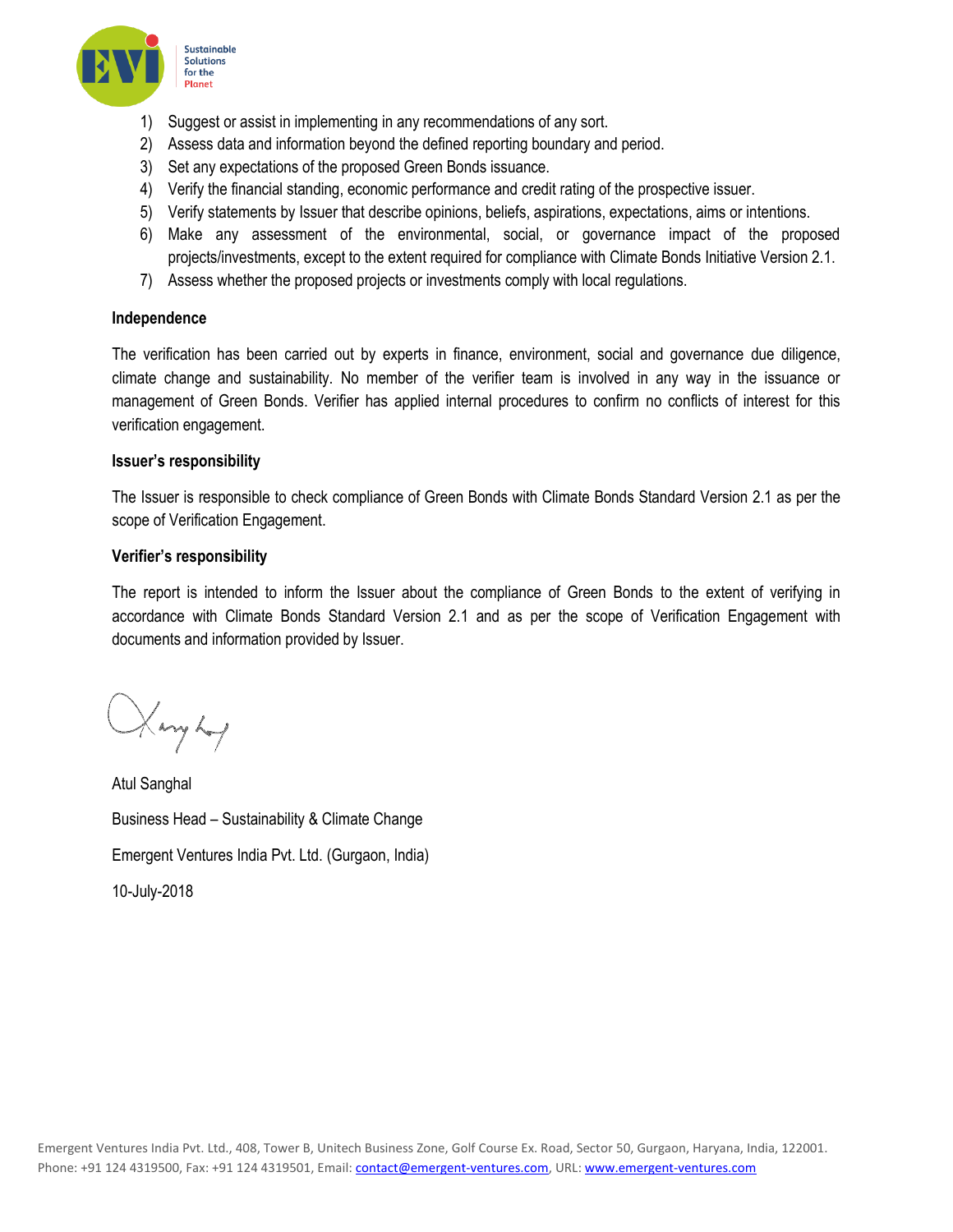1) Suggest or assist in implementing in any recommendations of any sort.
2) Assess data and information beyond the defined reporting boundary and period.
3) Set any expectations of the proposed Green Bonds issuance.
4) Verify the financial standing, economic performance and credit rating of the prospective issuer.
5) Verify statements by Issuer that describe opinions, beliefs, aspirations, expectations, aims or intentions.
6) Make any assessment of the environmental, social, or governance impact of the proposed projects/investments, except to the extent required for compliance with Climate Bonds Initiative Version 2.1.
7) Assess whether the proposed projects or investments comply with local regulations.

**Independence**

The verification has been carried out by experts in finance, environment, social and governance due diligence, climate change and sustainability. No member of the verifier team is involved in any way in the issuance or management of Green Bonds. Verifier has applied internal procedures to confirm no conflicts of interest for this verification engagement.

**Issuer's responsibility**

The Issuer is responsible to check compliance of Green Bonds with Climate Bonds Standard Version 2.1 as per the scope of Verification Engagement.

**Verifier's responsibility**

The report is intended to inform the Issuer about the compliance of Green Bonds to the extent of verifying in accordance with Climate Bonds Standard Version 2.1 and as per the scope of Verification Engagement with documents and information provided by Issuer.

Atul Sanghal

Business Head – Sustainability & Climate Change

Emergent Ventures India Pvt. Ltd. (Gurgaon, India)

10-July-2018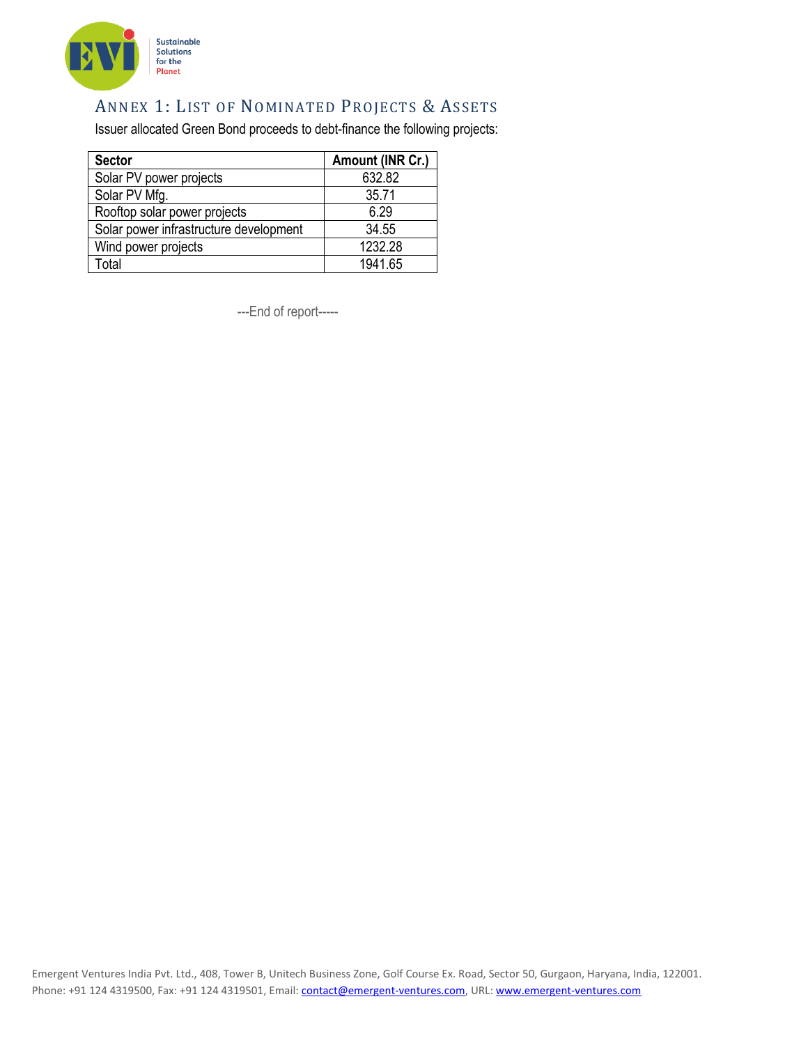## Annex 1: List of Nominated Projects & Assets

Issuer allocated Green Bond proceeds to debt-finance the following projects:

| Sector | Amount (INR Cr.) |
|---|---|
| Solar PV power projects | 632.82 |
| Solar PV Mfg. | 35.71 |
| Rooftop solar power projects | 6.29 |
| Solar power infrastructure development | 34.55 |
| Wind power projects | 1232.28 |
| Total | 1941.65 |

---End of report-----